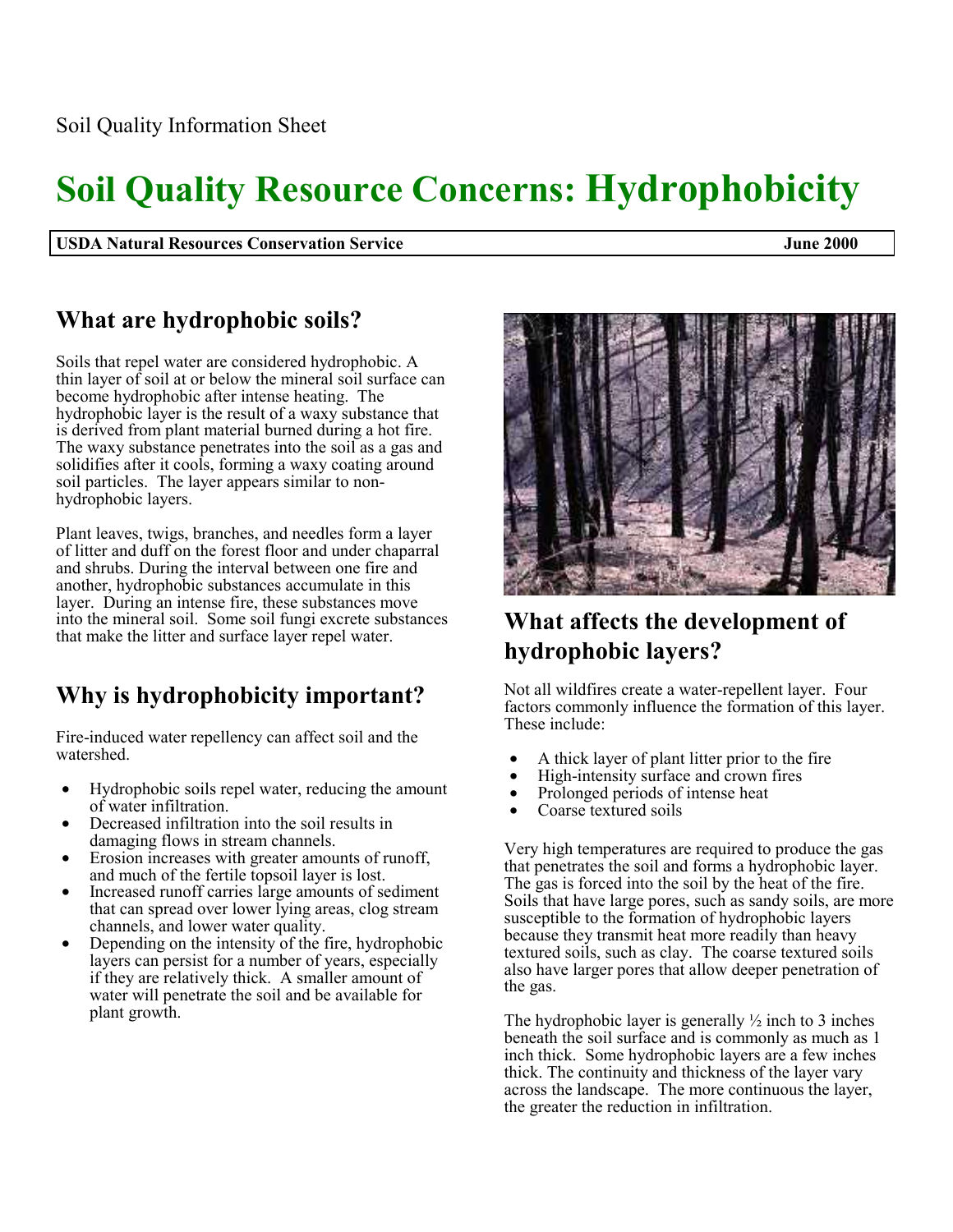Soil Quality Information Sheet

# Soil Quality Resource Concerns: Hydrophobicity

**USDA Natural Resources Conservation Service** **June 2000**

## What are hydrophobic soils?

Soils that repel water are considered hydrophobic. A thin layer of soil at or below the mineral soil surface can become hydrophobic after intense heating. The hydrophobic layer is the result of a waxy substance that is derived from plant material burned during a hot fire. The waxy substance penetrates into the soil as a gas and solidifies after it cools, forming a waxy coating around soil particles. The layer appears similar to non-hydrophobic layers.

Plant leaves, twigs, branches, and needles form a layer of litter and duff on the forest floor and under chaparral and shrubs. During the interval between one fire and another, hydrophobic substances accumulate in this layer. During an intense fire, these substances move into the mineral soil. Some soil fungi excrete substances that make the litter and surface layer repel water.

## Why is hydrophobicity important?

Fire-induced water repellency can affect soil and the watershed.

- Hydrophobic soils repel water, reducing the amount of water infiltration.
- Decreased infiltration into the soil results in damaging flows in stream channels.
- Erosion increases with greater amounts of runoff, and much of the fertile topsoil layer is lost.
- Increased runoff carries large amounts of sediment that can spread over lower lying areas, clog stream channels, and lower water quality.
- Depending on the intensity of the fire, hydrophobic layers can persist for a number of years, especially if they are relatively thick. A smaller amount of water will penetrate the soil and be available for plant growth.

## What affects the development of hydrophobic layers?

Not all wildfires create a water-repellent layer. Four factors commonly influence the formation of this layer. These include:

- A thick layer of plant litter prior to the fire
- High-intensity surface and crown fires
- Prolonged periods of intense heat
- Coarse textured soils

Very high temperatures are required to produce the gas that penetrates the soil and forms a hydrophobic layer. The gas is forced into the soil by the heat of the fire. Soils that have large pores, such as sandy soils, are more susceptible to the formation of hydrophobic layers because they transmit heat more readily than heavy textured soils, such as clay. The coarse textured soils also have larger pores that allow deeper penetration of the gas.

The hydrophobic layer is generally ½ inch to 3 inches beneath the soil surface and is commonly as much as 1 inch thick. Some hydrophobic layers are a few inches thick. The continuity and thickness of the layer vary across the landscape. The more continuous the layer, the greater the reduction in infiltration.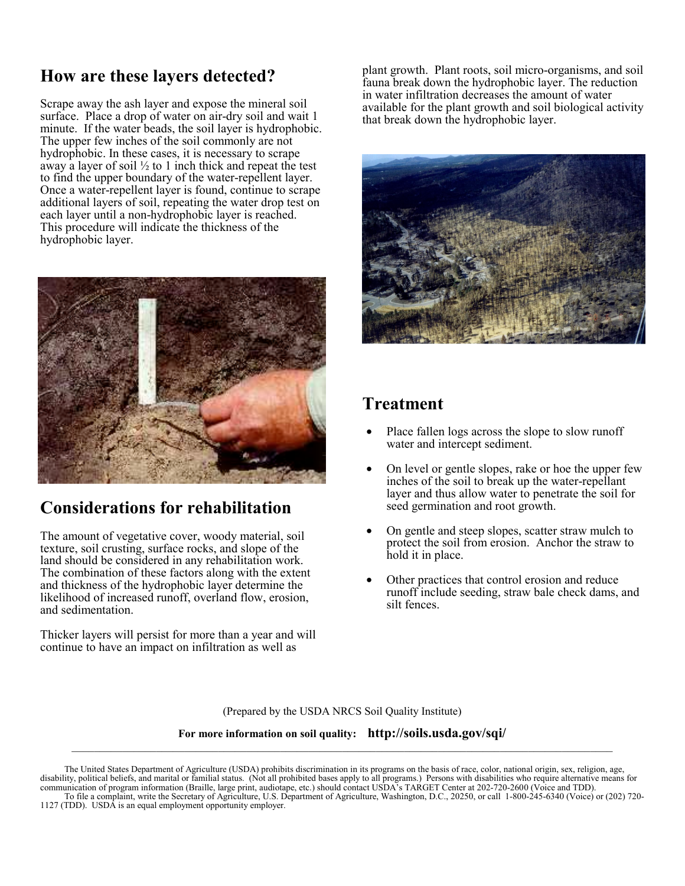## How are these layers detected?

Scrape away the ash layer and expose the mineral soil surface. Place a drop of water on air-dry soil and wait 1 minute. If the water beads, the soil layer is hydrophobic. The upper few inches of the soil commonly are not hydrophobic. In these cases, it is necessary to scrape away a layer of soil ½ to 1 inch thick and repeat the test to find the upper boundary of the water-repellent layer. Once a water-repellent layer is found, continue to scrape additional layers of soil, repeating the water drop test on each layer until a non-hydrophobic layer is reached. This procedure will indicate the thickness of the hydrophobic layer.

## Considerations for rehabilitation

The amount of vegetative cover, woody material, soil texture, soil crusting, surface rocks, and slope of the land should be considered in any rehabilitation work. The combination of these factors along with the extent and thickness of the hydrophobic layer determine the likelihood of increased runoff, overland flow, erosion, and sedimentation.

Thicker layers will persist for more than a year and will continue to have an impact on infiltration as well as plant growth. Plant roots, soil micro-organisms, and soil fauna break down the hydrophobic layer. The reduction in water infiltration decreases the amount of water available for the plant growth and soil biological activity that break down the hydrophobic layer.

## Treatment

- Place fallen logs across the slope to slow runoff water and intercept sediment.
- On level or gentle slopes, rake or hoe the upper few inches of the soil to break up the water-repellant layer and thus allow water to penetrate the soil for seed germination and root growth.
- On gentle and steep slopes, scatter straw mulch to protect the soil from erosion. Anchor the straw to hold it in place.
- Other practices that control erosion and reduce runoff include seeding, straw bale check dams, and silt fences.

(Prepared by the USDA NRCS Soil Quality Institute)

**For more information on soil quality: http://soils.usda.gov/sqi/**

---

The United States Department of Agriculture (USDA) prohibits discrimination in its programs on the basis of race, color, national origin, sex, religion, age, disability, political beliefs, and marital or familial status. (Not all prohibited bases apply to all programs.) Persons with disabilities who require alternative means for communication of program information (Braille, large print, audiotape, etc.) should contact USDA's TARGET Center at 202-720-2600 (Voice and TDD).

To file a complaint, write the Secretary of Agriculture, U.S. Department of Agriculture, Washington, D.C., 20250, or call 1-800-245-6340 (Voice) or (202) 720-1127 (TDD). USDA is an equal opportunity employer.